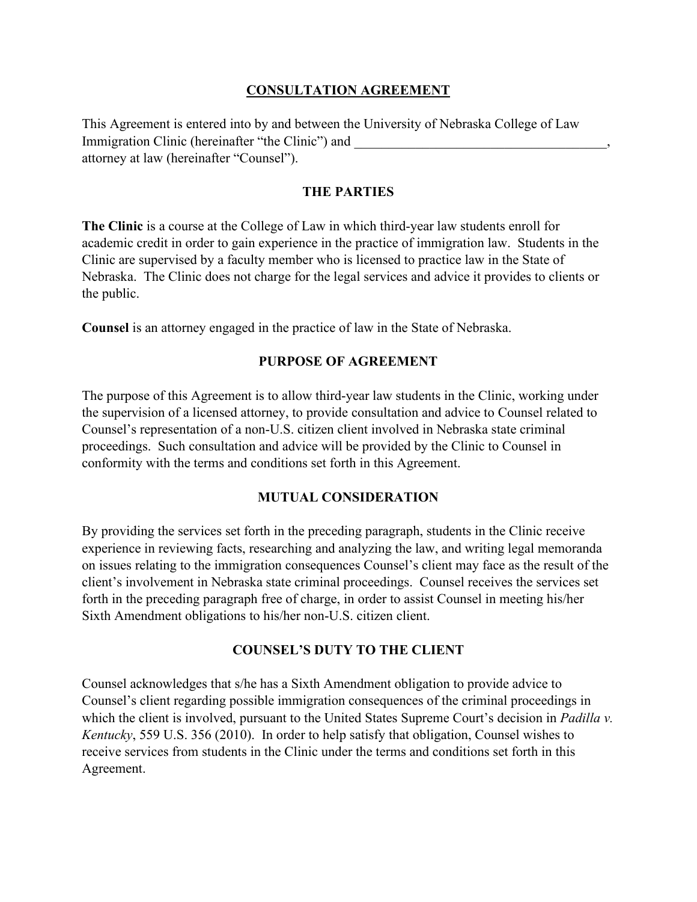# CONSULTATION AGREEMENT

This Agreement is entered into by and between the University of Nebraska College of Law Immigration Clinic (hereinafter "the Clinic") and ______________________________________, attorney at law (hereinafter "Counsel").

## THE PARTIES

**The Clinic** is a course at the College of Law in which third-year law students enroll for academic credit in order to gain experience in the practice of immigration law. Students in the Clinic are supervised by a faculty member who is licensed to practice law in the State of Nebraska. The Clinic does not charge for the legal services and advice it provides to clients or the public.

**Counsel** is an attorney engaged in the practice of law in the State of Nebraska.

## PURPOSE OF AGREEMENT

The purpose of this Agreement is to allow third-year law students in the Clinic, working under the supervision of a licensed attorney, to provide consultation and advice to Counsel related to Counsel's representation of a non-U.S. citizen client involved in Nebraska state criminal proceedings. Such consultation and advice will be provided by the Clinic to Counsel in conformity with the terms and conditions set forth in this Agreement.

## MUTUAL CONSIDERATION

By providing the services set forth in the preceding paragraph, students in the Clinic receive experience in reviewing facts, researching and analyzing the law, and writing legal memoranda on issues relating to the immigration consequences Counsel's client may face as the result of the client's involvement in Nebraska state criminal proceedings. Counsel receives the services set forth in the preceding paragraph free of charge, in order to assist Counsel in meeting his/her Sixth Amendment obligations to his/her non-U.S. citizen client.

## COUNSEL'S DUTY TO THE CLIENT

Counsel acknowledges that s/he has a Sixth Amendment obligation to provide advice to Counsel's client regarding possible immigration consequences of the criminal proceedings in which the client is involved, pursuant to the United States Supreme Court's decision in *Padilla v. Kentucky*, 559 U.S. 356 (2010). In order to help satisfy that obligation, Counsel wishes to receive services from students in the Clinic under the terms and conditions set forth in this Agreement.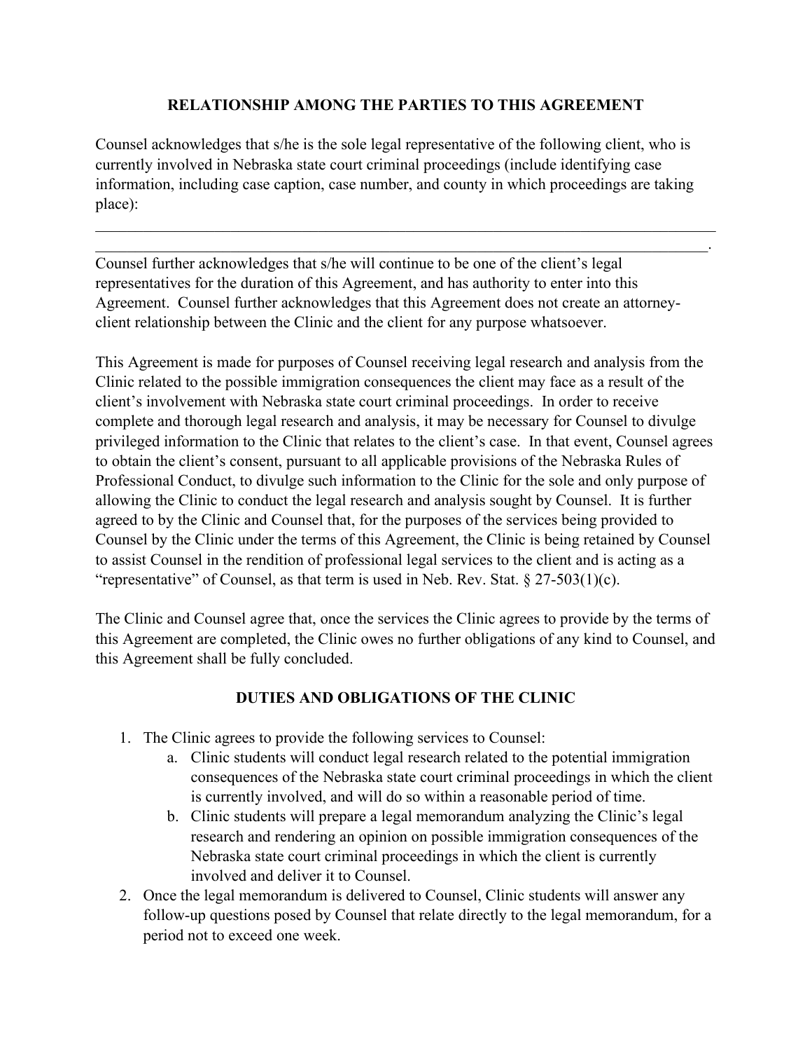## RELATIONSHIP AMONG THE PARTIES TO THIS AGREEMENT

Counsel acknowledges that s/he is the sole legal representative of the following client, who is currently involved in Nebraska state court criminal proceedings (include identifying case information, including case caption, case number, and county in which proceedings are taking place):

______________________________________________________________________________
_____________________________________________________________________________.

Counsel further acknowledges that s/he will continue to be one of the client's legal representatives for the duration of this Agreement, and has authority to enter into this Agreement. Counsel further acknowledges that this Agreement does not create an attorney-client relationship between the Clinic and the client for any purpose whatsoever.

This Agreement is made for purposes of Counsel receiving legal research and analysis from the Clinic related to the possible immigration consequences the client may face as a result of the client's involvement with Nebraska state court criminal proceedings. In order to receive complete and thorough legal research and analysis, it may be necessary for Counsel to divulge privileged information to the Clinic that relates to the client's case. In that event, Counsel agrees to obtain the client's consent, pursuant to all applicable provisions of the Nebraska Rules of Professional Conduct, to divulge such information to the Clinic for the sole and only purpose of allowing the Clinic to conduct the legal research and analysis sought by Counsel. It is further agreed to by the Clinic and Counsel that, for the purposes of the services being provided to Counsel by the Clinic under the terms of this Agreement, the Clinic is being retained by Counsel to assist Counsel in the rendition of professional legal services to the client and is acting as a "representative" of Counsel, as that term is used in Neb. Rev. Stat. § 27-503(1)(c).

The Clinic and Counsel agree that, once the services the Clinic agrees to provide by the terms of this Agreement are completed, the Clinic owes no further obligations of any kind to Counsel, and this Agreement shall be fully concluded.

## DUTIES AND OBLIGATIONS OF THE CLINIC

1. The Clinic agrees to provide the following services to Counsel:
   a. Clinic students will conduct legal research related to the potential immigration consequences of the Nebraska state court criminal proceedings in which the client is currently involved, and will do so within a reasonable period of time.
   b. Clinic students will prepare a legal memorandum analyzing the Clinic's legal research and rendering an opinion on possible immigration consequences of the Nebraska state court criminal proceedings in which the client is currently involved and deliver it to Counsel.
2. Once the legal memorandum is delivered to Counsel, Clinic students will answer any follow-up questions posed by Counsel that relate directly to the legal memorandum, for a period not to exceed one week.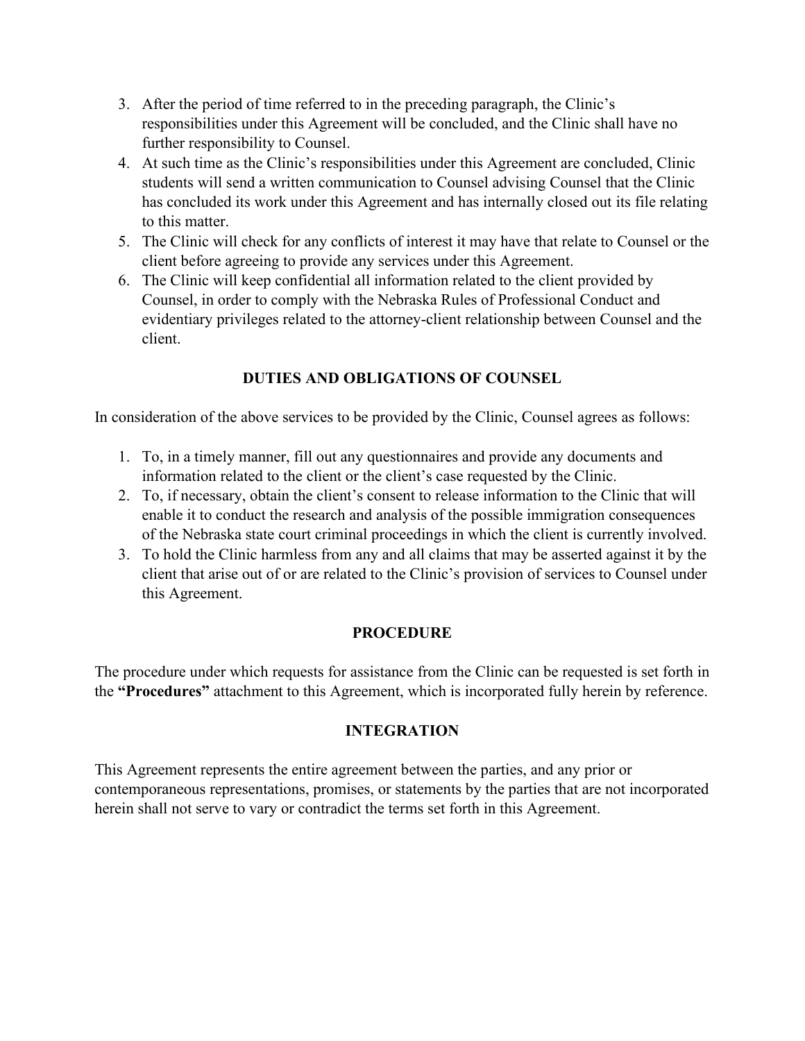3. After the period of time referred to in the preceding paragraph, the Clinic's responsibilities under this Agreement will be concluded, and the Clinic shall have no further responsibility to Counsel.
4. At such time as the Clinic's responsibilities under this Agreement are concluded, Clinic students will send a written communication to Counsel advising Counsel that the Clinic has concluded its work under this Agreement and has internally closed out its file relating to this matter.
5. The Clinic will check for any conflicts of interest it may have that relate to Counsel or the client before agreeing to provide any services under this Agreement.
6. The Clinic will keep confidential all information related to the client provided by Counsel, in order to comply with the Nebraska Rules of Professional Conduct and evidentiary privileges related to the attorney-client relationship between Counsel and the client.

## DUTIES AND OBLIGATIONS OF COUNSEL

In consideration of the above services to be provided by the Clinic, Counsel agrees as follows:

1. To, in a timely manner, fill out any questionnaires and provide any documents and information related to the client or the client's case requested by the Clinic.
2. To, if necessary, obtain the client's consent to release information to the Clinic that will enable it to conduct the research and analysis of the possible immigration consequences of the Nebraska state court criminal proceedings in which the client is currently involved.
3. To hold the Clinic harmless from any and all claims that may be asserted against it by the client that arise out of or are related to the Clinic's provision of services to Counsel under this Agreement.

## PROCEDURE

The procedure under which requests for assistance from the Clinic can be requested is set forth in the **"Procedures"** attachment to this Agreement, which is incorporated fully herein by reference.

## INTEGRATION

This Agreement represents the entire agreement between the parties, and any prior or contemporaneous representations, promises, or statements by the parties that are not incorporated herein shall not serve to vary or contradict the terms set forth in this Agreement.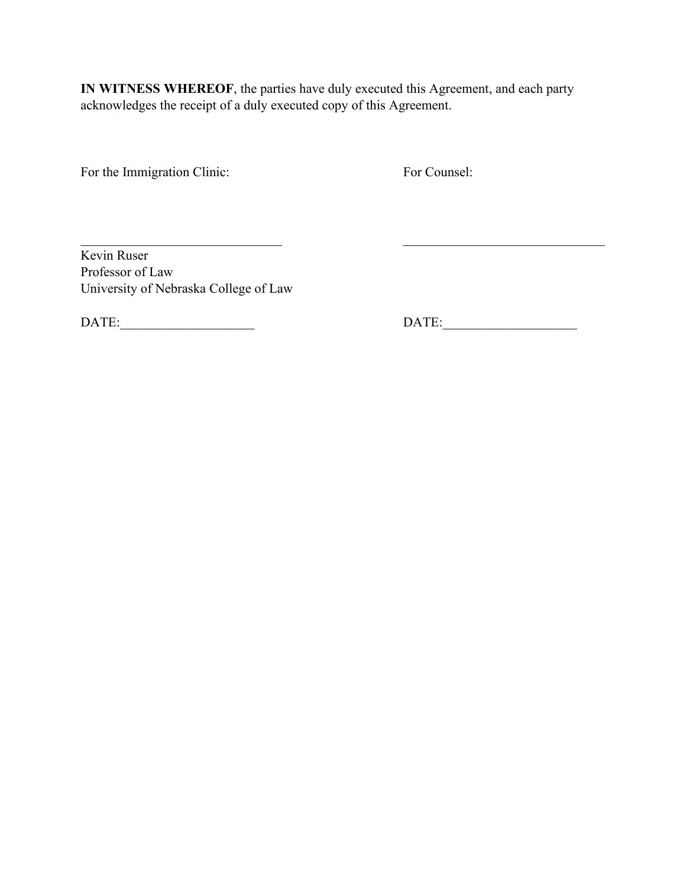**IN WITNESS WHEREOF**, the parties have duly executed this Agreement, and each party acknowledges the receipt of a duly executed copy of this Agreement.

For the Immigration Clinic:

_______________________________

Kevin Ruser
Professor of Law
University of Nebraska College of Law

DATE:____________________

For Counsel:

_______________________________

DATE:____________________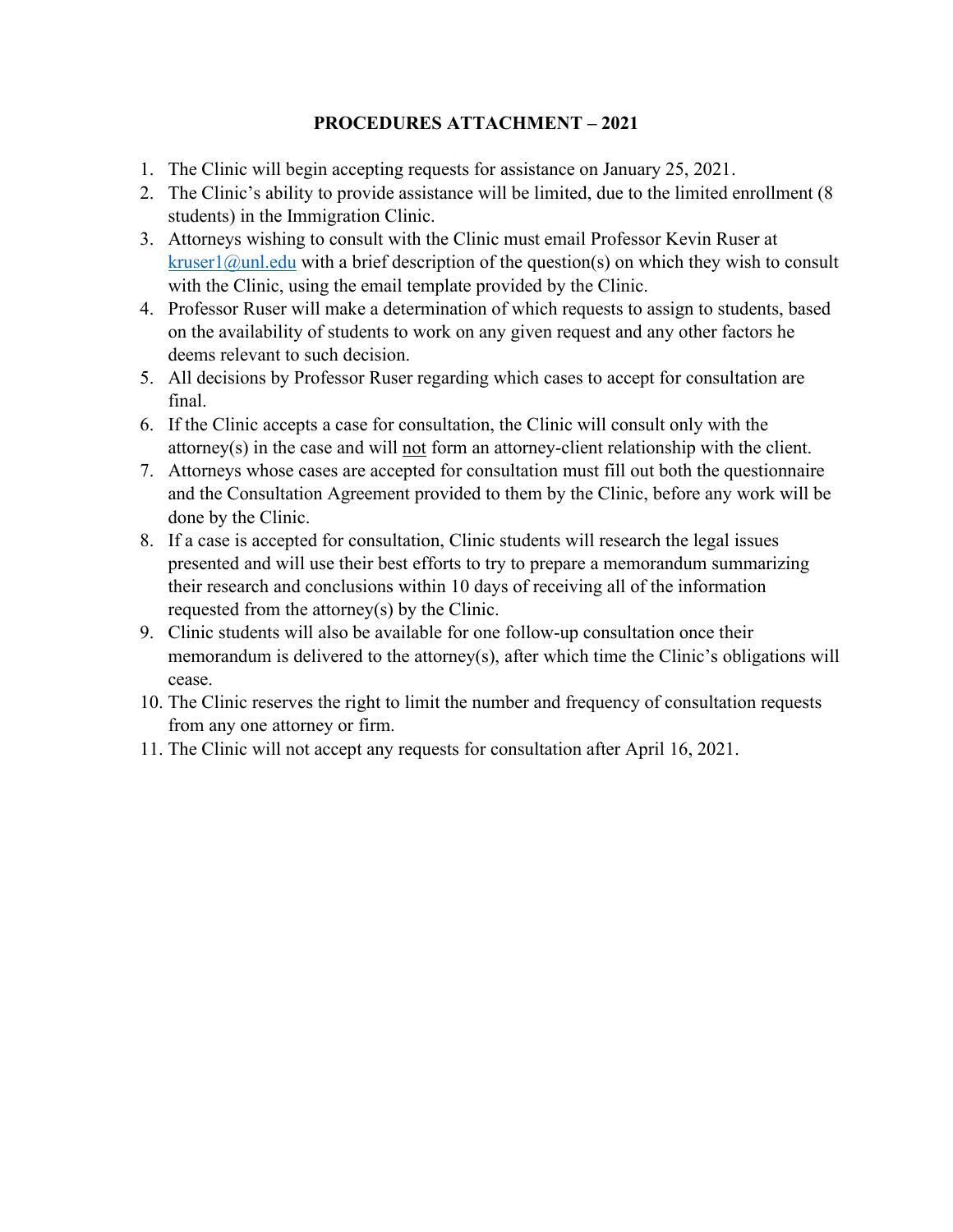# PROCEDURES ATTACHMENT – 2021

1. The Clinic will begin accepting requests for assistance on January 25, 2021.
2. The Clinic's ability to provide assistance will be limited, due to the limited enrollment (8 students) in the Immigration Clinic.
3. Attorneys wishing to consult with the Clinic must email Professor Kevin Ruser at kruser1@unl.edu with a brief description of the question(s) on which they wish to consult with the Clinic, using the email template provided by the Clinic.
4. Professor Ruser will make a determination of which requests to assign to students, based on the availability of students to work on any given request and any other factors he deems relevant to such decision.
5. All decisions by Professor Ruser regarding which cases to accept for consultation are final.
6. If the Clinic accepts a case for consultation, the Clinic will consult only with the attorney(s) in the case and will <u>not</u> form an attorney-client relationship with the client.
7. Attorneys whose cases are accepted for consultation must fill out both the questionnaire and the Consultation Agreement provided to them by the Clinic, before any work will be done by the Clinic.
8. If a case is accepted for consultation, Clinic students will research the legal issues presented and will use their best efforts to try to prepare a memorandum summarizing their research and conclusions within 10 days of receiving all of the information requested from the attorney(s) by the Clinic.
9. Clinic students will also be available for one follow-up consultation once their memorandum is delivered to the attorney(s), after which time the Clinic's obligations will cease.
10. The Clinic reserves the right to limit the number and frequency of consultation requests from any one attorney or firm.
11. The Clinic will not accept any requests for consultation after April 16, 2021.